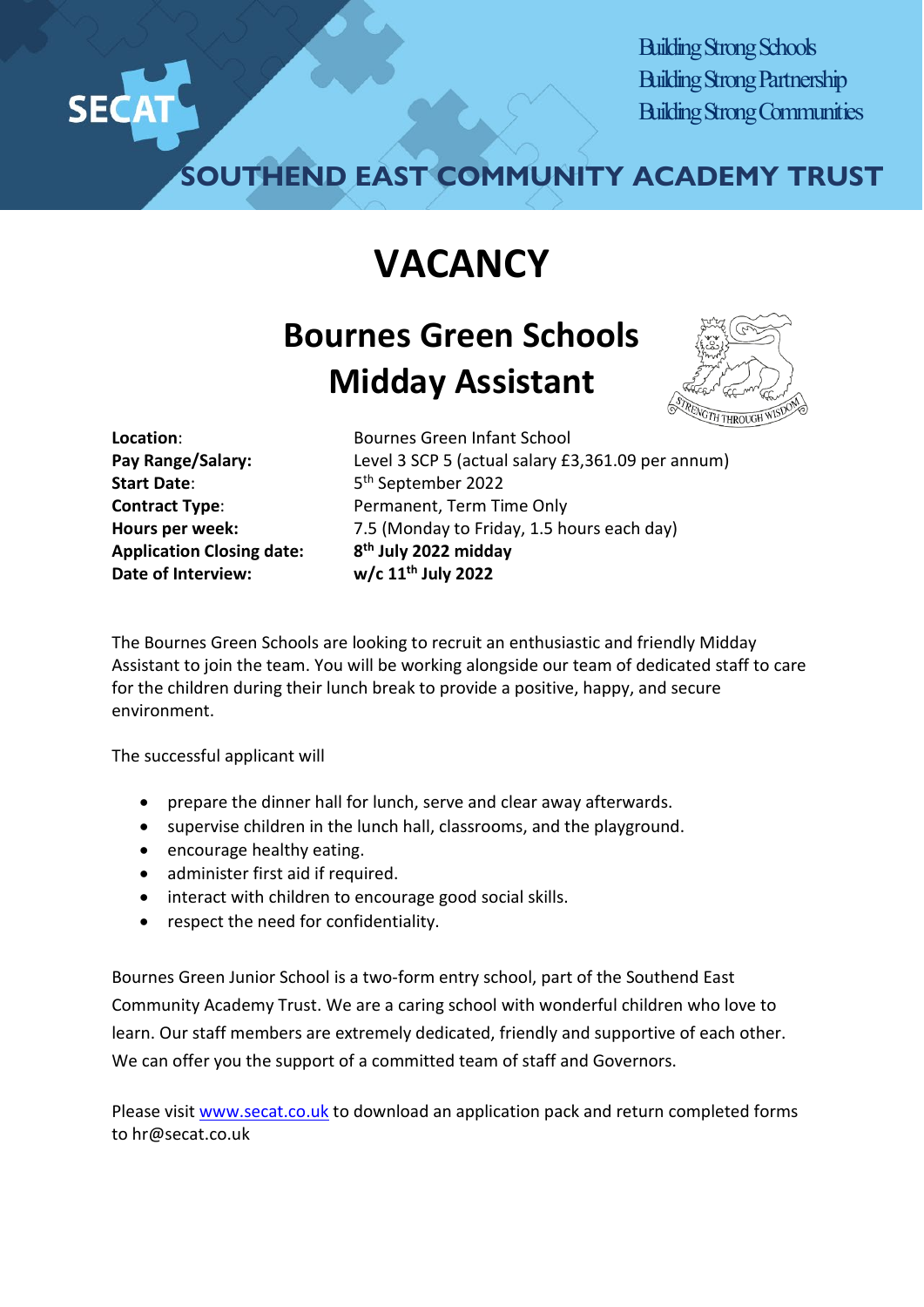SECAT

Building Strong Schools
Building Strong Partnership
Building Strong Communities

SOUTHEND EAST COMMUNITY ACADEMY TRUST

# VACANCY

## Bournes Green Schools Midday Assistant

STRENGTH THROUGH WISDOM

| | |
|---|---|
| **Location**: | Bournes Green Infant School |
| **Pay Range/Salary:** | Level 3 SCP 5 (actual salary £3,361.09 per annum) |
| **Start Date**: | 5th September 2022 |
| **Contract Type**: | Permanent, Term Time Only |
| **Hours per week:** | 7.5 (Monday to Friday, 1.5 hours each day) |
| **Application Closing date:** | **8th July 2022 midday** |
| **Date of Interview:** | **w/c 11th July 2022** |

The Bournes Green Schools are looking to recruit an enthusiastic and friendly Midday Assistant to join the team. You will be working alongside our team of dedicated staff to care for the children during their lunch break to provide a positive, happy, and secure environment.

The successful applicant will

- prepare the dinner hall for lunch, serve and clear away afterwards.
- supervise children in the lunch hall, classrooms, and the playground.
- encourage healthy eating.
- administer first aid if required.
- interact with children to encourage good social skills.
- respect the need for confidentiality.

Bournes Green Junior School is a two-form entry school, part of the Southend East Community Academy Trust. We are a caring school with wonderful children who love to learn. Our staff members are extremely dedicated, friendly and supportive of each other. We can offer you the support of a committed team of staff and Governors.

Please visit www.secat.co.uk to download an application pack and return completed forms to hr@secat.co.uk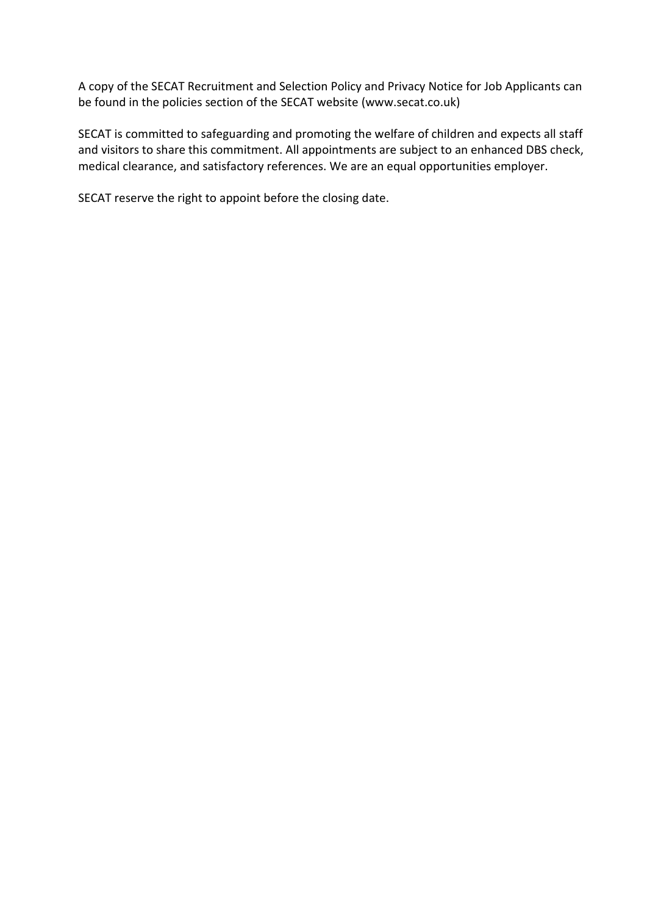A copy of the SECAT Recruitment and Selection Policy and Privacy Notice for Job Applicants can be found in the policies section of the SECAT website (www.secat.co.uk)

SECAT is committed to safeguarding and promoting the welfare of children and expects all staff and visitors to share this commitment. All appointments are subject to an enhanced DBS check, medical clearance, and satisfactory references. We are an equal opportunities employer.

SECAT reserve the right to appoint before the closing date.